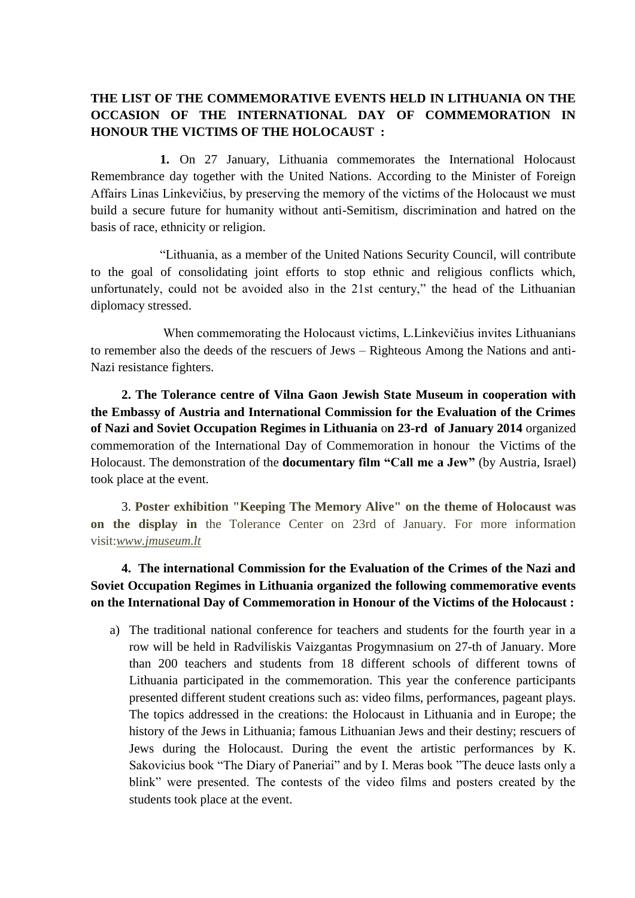**THE LIST OF THE COMMEMORATIVE EVENTS HELD IN LITHUANIA ON THE OCCASION OF THE INTERNATIONAL DAY OF COMMEMORATION IN HONOUR THE VICTIMS OF THE HOLOCAUST :**

**1.** On 27 January, Lithuania commemorates the International Holocaust Remembrance day together with the United Nations. According to the Minister of Foreign Affairs Linas Linkevičius, by preserving the memory of the victims of the Holocaust we must build a secure future for humanity without anti-Semitism, discrimination and hatred on the basis of race, ethnicity or religion.

"Lithuania, as a member of the United Nations Security Council, will contribute to the goal of consolidating joint efforts to stop ethnic and religious conflicts which, unfortunately, could not be avoided also in the 21st century," the head of the Lithuanian diplomacy stressed.

When commemorating the Holocaust victims, L.Linkevičius invites Lithuanians to remember also the deeds of the rescuers of Jews – Righteous Among the Nations and anti-Nazi resistance fighters.

**2. The Tolerance centre of Vilna Gaon Jewish State Museum in cooperation with the Embassy of Austria and International Commission for the Evaluation of the Crimes of Nazi and Soviet Occupation Regimes in Lithuania** o**n 23-rd of January 2014** organized commemoration of the International Day of Commemoration in honour the Victims of the Holocaust. The demonstration of the **documentary film "Call me a Jew"** (by Austria, Israel) took place at the event.

3. **Poster exhibition "Keeping The Memory Alive" on the theme of Holocaust was on the display in** the Tolerance Center on 23rd of January. For more information visit:*www.jmuseum.lt*

**4. The international Commission for the Evaluation of the Crimes of the Nazi and Soviet Occupation Regimes in Lithuania organized the following commemorative events on the International Day of Commemoration in Honour of the Victims of the Holocaust :**

a) The traditional national conference for teachers and students for the fourth year in a row will be held in Radviliskis Vaizgantas Progymnasium on 27-th of January. More than 200 teachers and students from 18 different schools of different towns of Lithuania participated in the commemoration. This year the conference participants presented different student creations such as: video films, performances, pageant plays. The topics addressed in the creations: the Holocaust in Lithuania and in Europe; the history of the Jews in Lithuania; famous Lithuanian Jews and their destiny; rescuers of Jews during the Holocaust. During the event the artistic performances by K. Sakovicius book "The Diary of Paneriai" and by I. Meras book "The deuce lasts only a blink" were presented. The contests of the video films and posters created by the students took place at the event.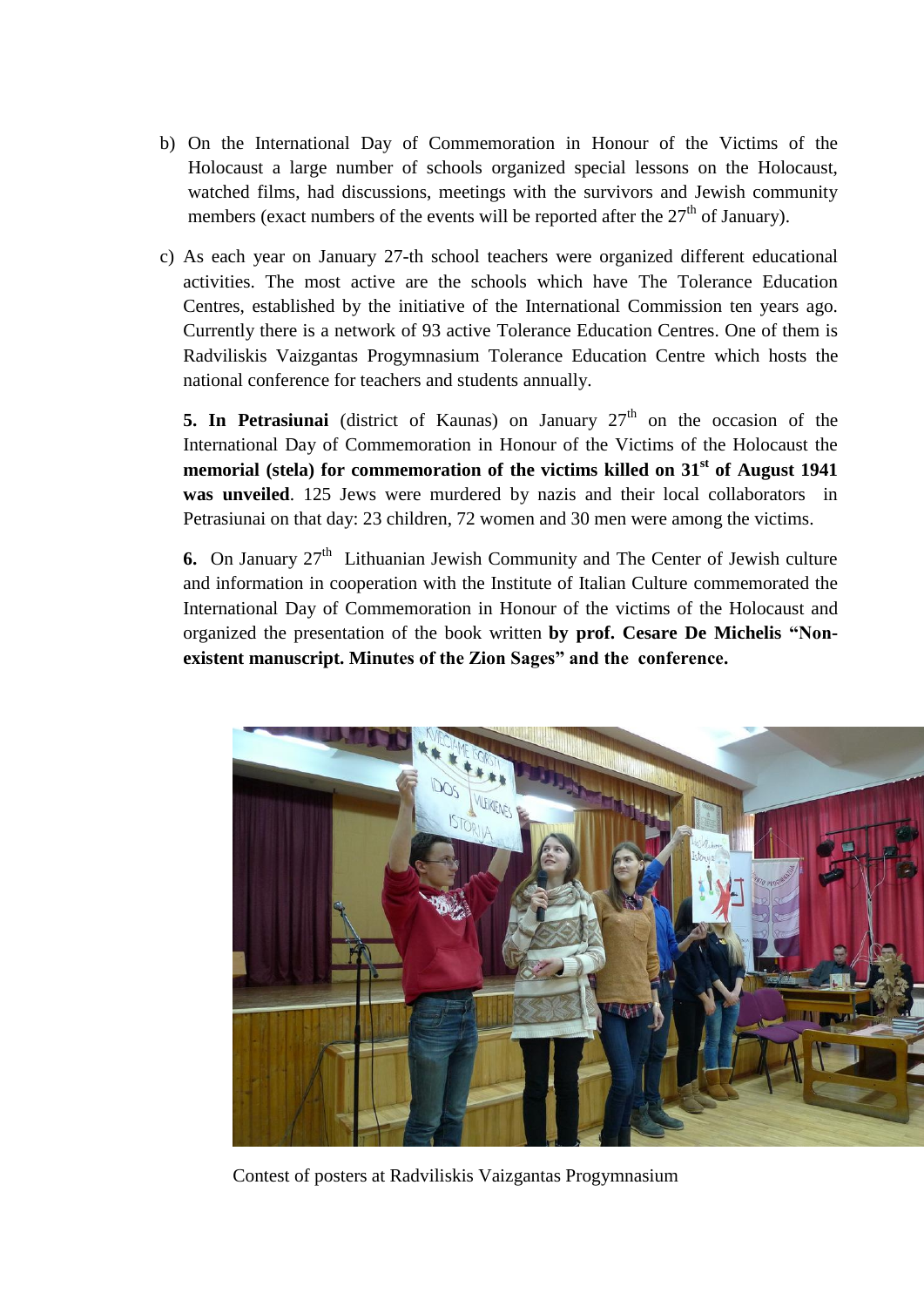b) On the International Day of Commemoration in Honour of the Victims of the Holocaust a large number of schools organized special lessons on the Holocaust, watched films, had discussions, meetings with the survivors and Jewish community members (exact numbers of the events will be reported after the 27th of January).

c) As each year on January 27-th school teachers were organized different educational activities. The most active are the schools which have The Tolerance Education Centres, established by the initiative of the International Commission ten years ago. Currently there is a network of 93 active Tolerance Education Centres. One of them is Radviliskis Vaizgantas Progymnasium Tolerance Education Centre which hosts the national conference for teachers and students annually.

**5. In Petrasiunai** (district of Kaunas) on January 27th on the occasion of the International Day of Commemoration in Honour of the Victims of the Holocaust the **memorial (stela) for commemoration of the victims killed on 31st of August 1941 was unveiled**. 125 Jews were murdered by nazis and their local collaborators in Petrasiunai on that day: 23 children, 72 women and 30 men were among the victims.

**6.** On January 27th Lithuanian Jewish Community and The Center of Jewish culture and information in cooperation with the Institute of Italian Culture commemorated the International Day of Commemoration in Honour of the victims of the Holocaust and organized the presentation of the book written **by prof. Cesare De Michelis "Non-existent manuscript. Minutes of the Zion Sages" and the conference.**

Contest of posters at Radviliskis Vaizgantas Progymnasium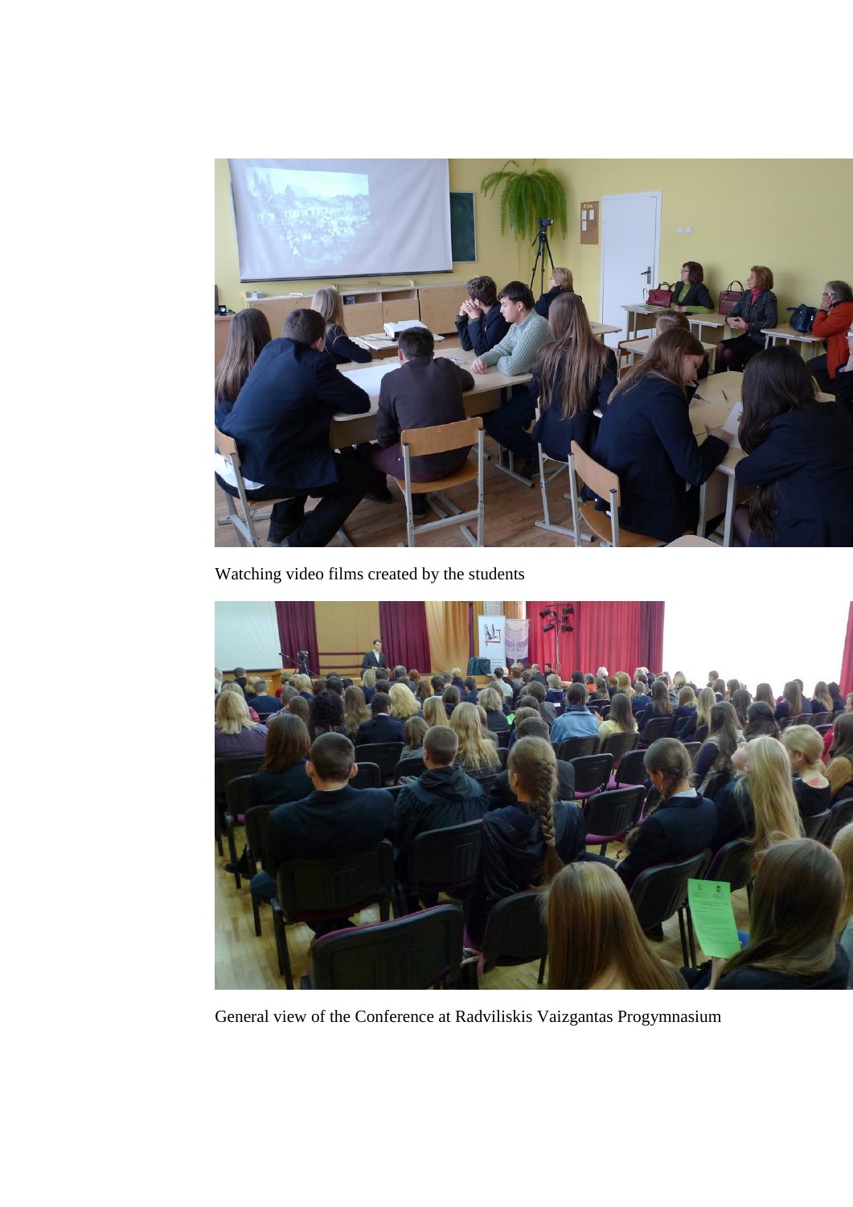Watching video films created by the students

General view of the Conference at Radviliskis Vaizgantas Progymnasium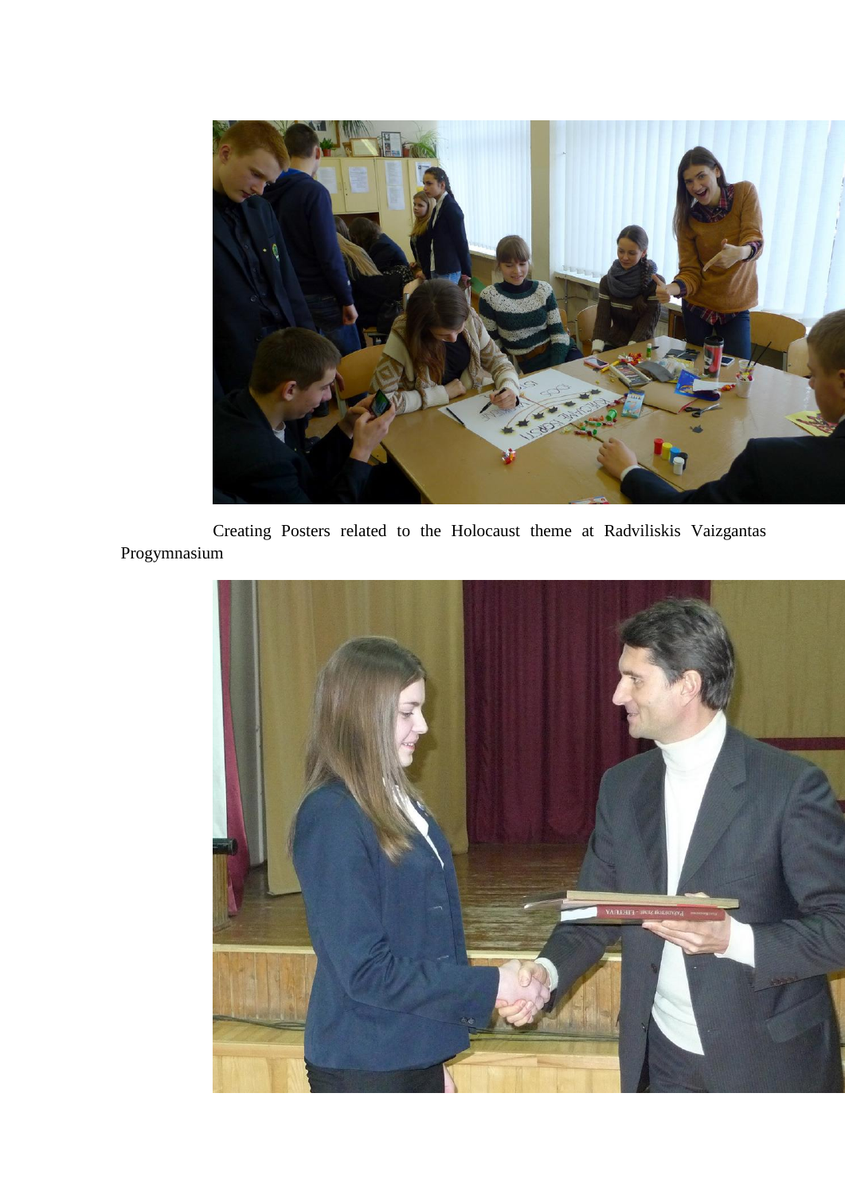Creating Posters related to the Holocaust theme at Radviliskis Vaizgantas Progymnasium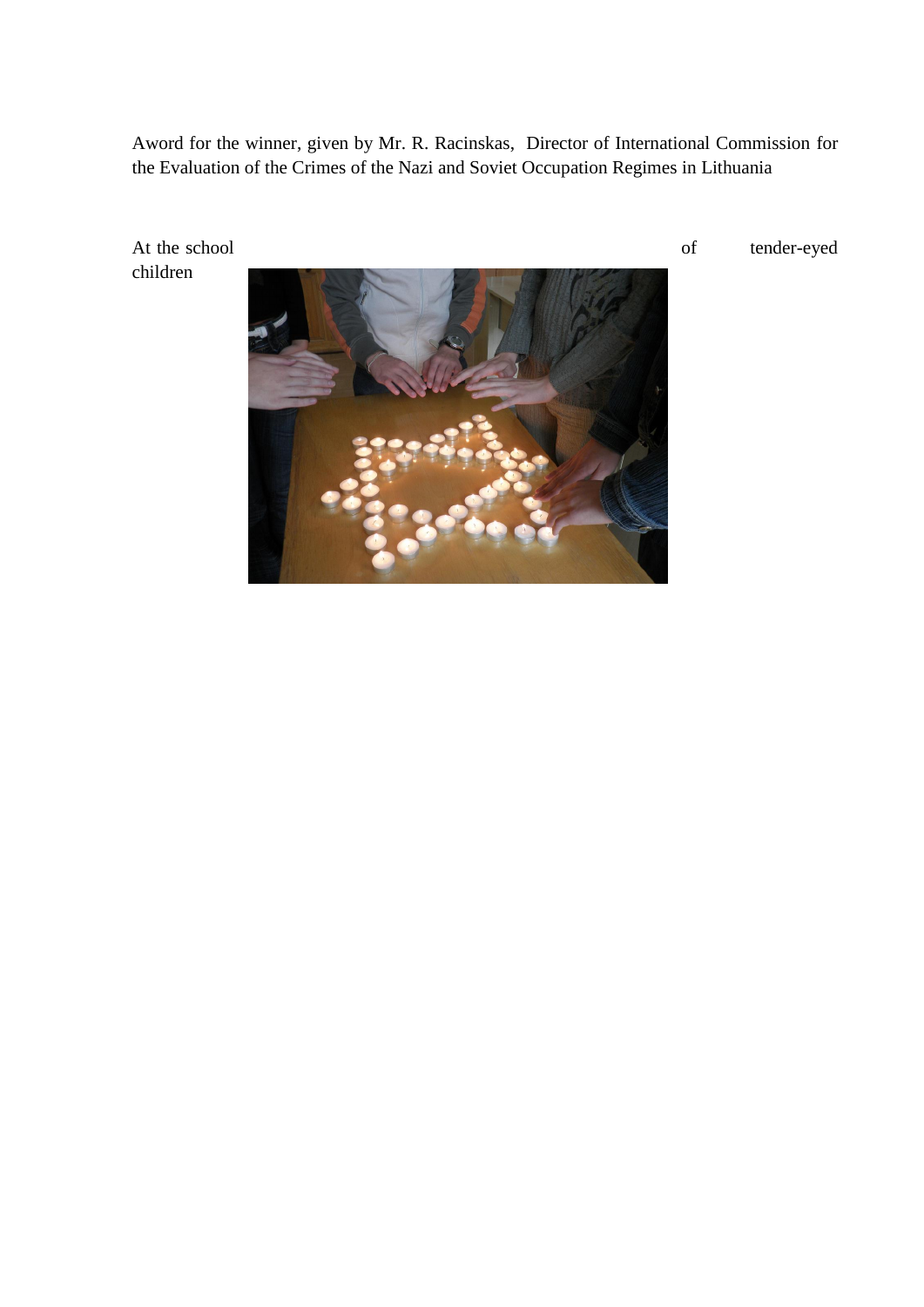Aword for the winner, given by Mr. R. Racinskas, Director of International Commission for the Evaluation of the Crimes of the Nazi and Soviet Occupation Regimes in Lithuania

At the school of tender-eyed children